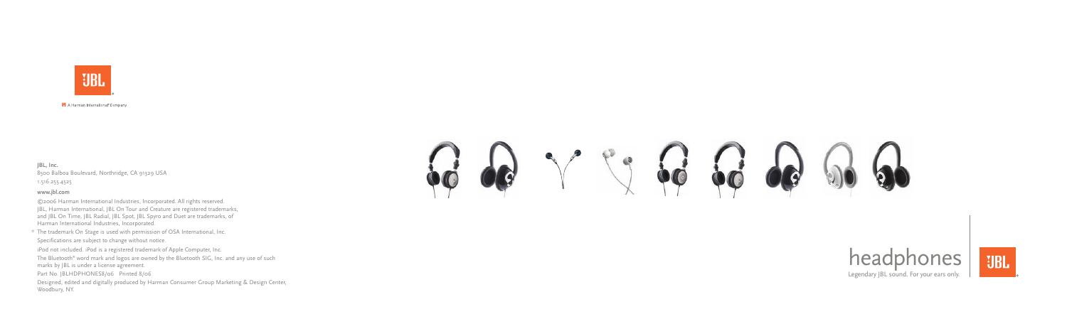A Harman International Company

**JBL, Inc.**

8500 Balboa Boulevard, Northridge, CA 91329 USA

1.516.255.4525

**www.jbl.com**

©2006 Harman International Industries, Incorporated. All rights reserved.
JBL, Harman International, JBL On Tour and Creature are registered trademarks,
and JBL On Time, JBL Radial, JBL Spot, JBL Spyro and Duet are trademarks, of
Harman International Industries, Incorporated.

® The trademark On Stage is used with permission of OSA International, Inc.

Specifications are subject to change without notice.

iPod not included. iPod is a registered trademark of Apple Computer, Inc.

The Bluetooth® word mark and logos are owned by the Bluetooth SIG, Inc. and any use of such marks by JBL is under a license agreement.

Part No. JBLHDPHONES8/06 Printed 8/06

Designed, edited and digitally produced by Harman Consumer Group Marketing & Design Center, Woodbury, NY.

# headphones

Legendary JBL sound. For your ears only.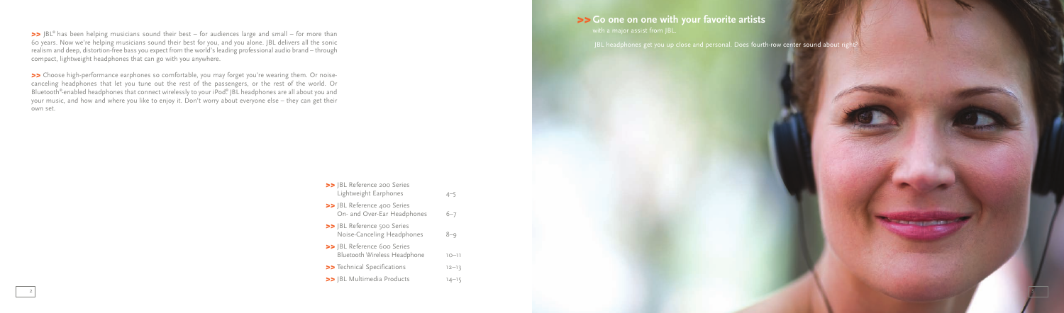>> JBL® has been helping musicians sound their best – for audiences large and small – for more than 60 years. Now we're helping musicians sound their best for you, and you alone. JBL delivers all the sonic realism and deep, distortion-free bass you expect from the world's leading professional audio brand – through compact, lightweight headphones that can go with you anywhere.

>> Choose high-performance earphones so comfortable, you may forget you're wearing them. Or noise-canceling headphones that let you tune out the rest of the passengers, or the rest of the world. Or Bluetooth®-enabled headphones that connect wirelessly to your iPod® JBL headphones are all about you and your music, and how and where you like to enjoy it. Don't worry about everyone else – they can get their own set.

| | |
|---|---|
| >> JBL Reference 200 Series Lightweight Earphones | 4–5 |
| >> JBL Reference 400 Series On- and Over-Ear Headphones | 6–7 |
| >> JBL Reference 500 Series Noise-Canceling Headphones | 8–9 |
| >> JBL Reference 600 Series Bluetooth Wireless Headphone | 10–11 |
| >> Technical Specifications | 12–13 |
| >> JBL Multimedia Products | 14–15 |

## >> Go one on one with your favorite artists

with a major assist from JBL.

JBL headphones get you up close and personal. Does fourth-row center sound about right?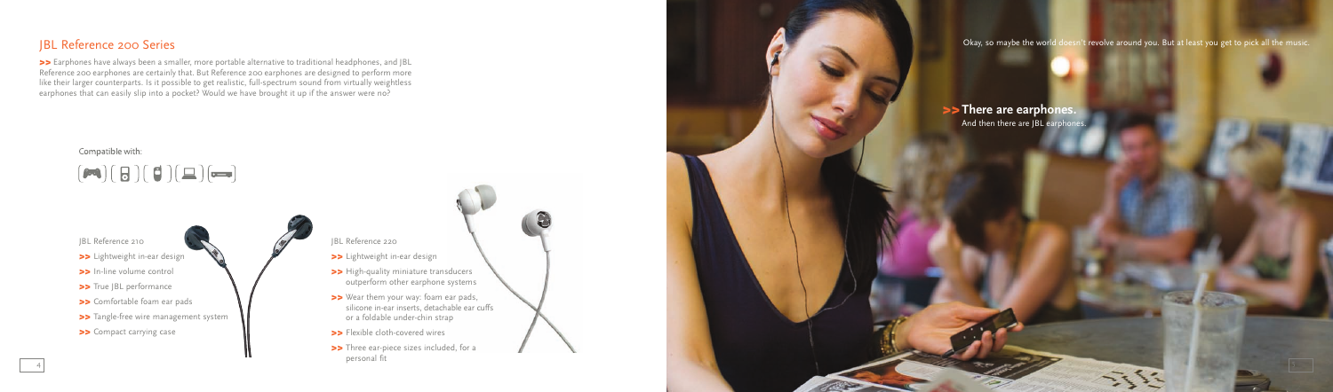## JBL Reference 200 Series

>> Earphones have always been a smaller, more portable alternative to traditional headphones, and JBL Reference 200 earphones are certainly that. But Reference 200 earphones are designed to perform more like their larger counterparts. Is it possible to get realistic, full-spectrum sound from virtually weightless earphones that can easily slip into a pocket? Would we have brought it up if the answer were no?

Compatible with:

JBL Reference 210

- >> Lightweight in-ear design
- >> In-line volume control
- >> True JBL performance
- >> Comfortable foam ear pads
- >> Tangle-free wire management system
- >> Compact carrying case

JBL Reference 220

- >> Lightweight in-ear design
- >> High-quality miniature transducers outperform other earphone systems
- >> Wear them your way: foam ear pads, silicone in-ear inserts, detachable ear cuffs or a foldable under-chin strap
- >> Flexible cloth-covered wires
- >> Three ear-piece sizes included, for a personal fit

Okay, so maybe the world doesn't revolve around you. But at least you get to pick all the music.

**>> There are earphones.**
And then there are JBL earphones.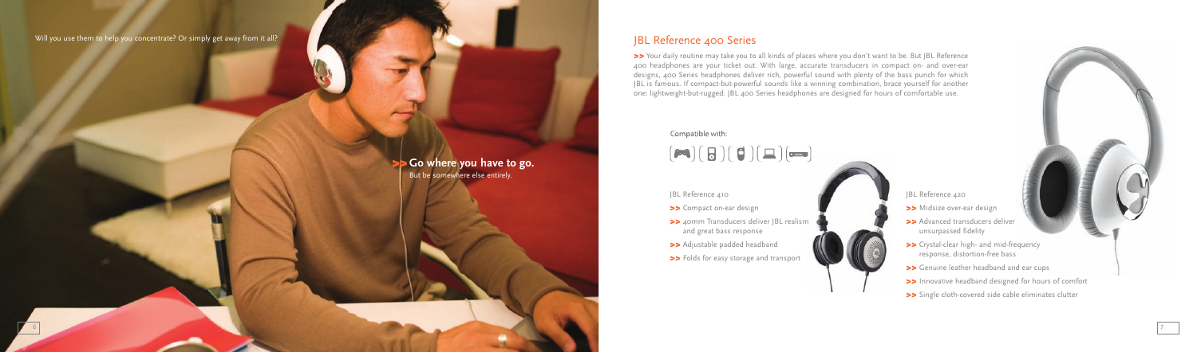Will you use them to help you concentrate? Or simply get away from it all?

**>> Go where you have to go.**
But be somewhere else entirely.

## JBL Reference 400 Series

>> Your daily routine may take you to all kinds of places where you don't want to be. But JBL Reference 400 headphones are your ticket out. With large, accurate transducers in compact on- and over-ear designs, 400 Series headphones deliver rich, powerful sound with plenty of the bass punch for which JBL is famous. If compact-but-powerful sounds like a winning combination, brace yourself for another one: lightweight-but-rugged. JBL 400 Series headphones are designed for hours of comfortable use.

Compatible with:

JBL Reference 410

- >> Compact on-ear design
- >> 40mm Transducers deliver JBL realism and great bass response
- >> Adjustable padded headband
- >> Folds for easy storage and transport

JBL Reference 420

- >> Midsize over-ear design
- >> Advanced transducers deliver unsurpassed fidelity
- >> Crystal-clear high- and mid-frequency response, distortion-free bass
- >> Genuine leather headband and ear cups
- >> Innovative headband designed for hours of comfort
- >> Single cloth-covered side cable eliminates clutter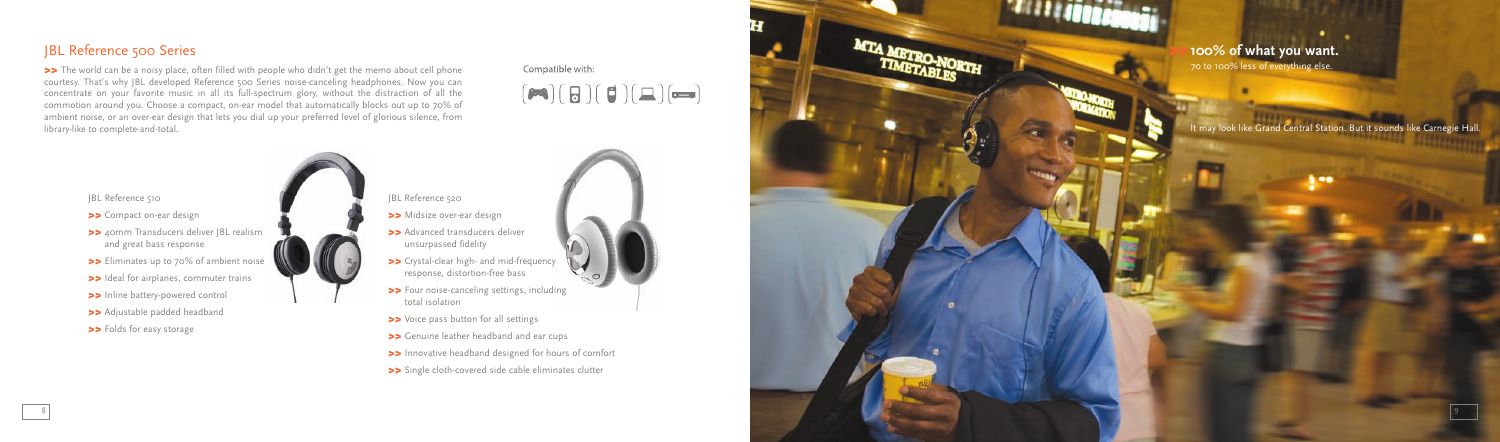## JBL Reference 500 Series

>> The world can be a noisy place, often filled with people who didn't get the memo about cell phone courtesy. That's why JBL developed Reference 500 Series noise-canceling headphones. Now you can concentrate on your favorite music in all its full-spectrum glory, without the distraction of all the commotion around you. Choose a compact, on-ear model that automatically blocks out up to 70% of ambient noise, or an over-ear design that lets you dial up your preferred level of glorious silence, from library-like to complete-and-total.

Compatible with:

JBL Reference 510

- >> Compact on-ear design
- >> 40mm Transducers deliver JBL realism and great bass response
- >> Eliminates up to 70% of ambient noise
- >> Ideal for airplanes, commuter trains
- >> Inline battery-powered control
- >> Adjustable padded headband
- >> Folds for easy storage

JBL Reference 520

- >> Midsize over-ear design
- >> Advanced transducers deliver unsurpassed fidelity
- >> Crystal-clear high- and mid-frequency response, distortion-free bass
- >> Four noise-canceling settings, including total isolation
- >> Voice pass button for all settings
- >> Genuine leather headband and ear cups
- >> Innovative headband designed for hours of comfort
- >> Single cloth-covered side cable eliminates clutter

>> **100% of what you want.**

70 to 100% less of everything else.

It may look like Grand Central Station. But it sounds like Carnegie Hall.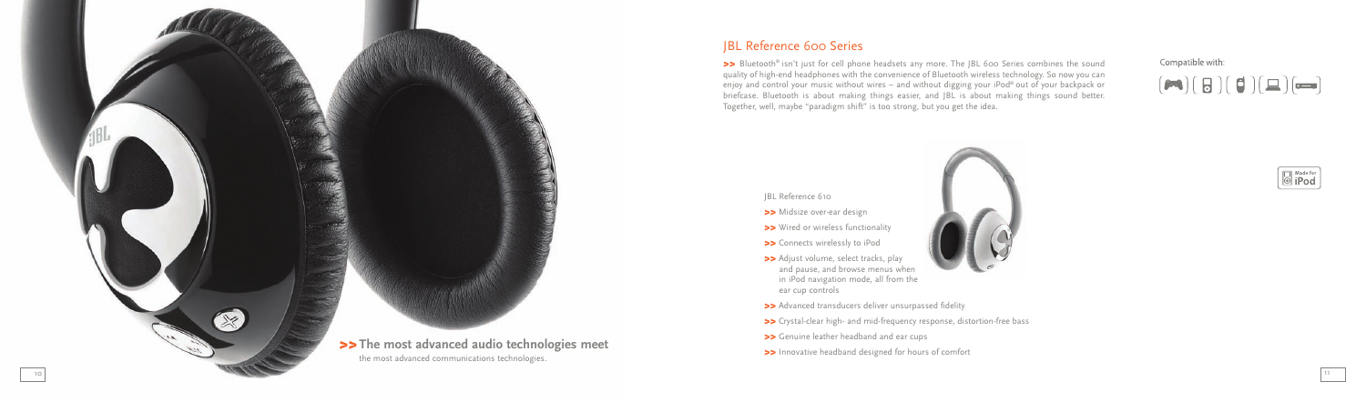## JBL Reference 600 Series

>> Bluetooth® isn't just for cell phone headsets any more. The JBL 600 Series combines the sound quality of high-end headphones with the convenience of Bluetooth wireless technology. So now you can enjoy and control your music without wires – and without digging your iPod® out of your backpack or briefcase. Bluetooth is about making things easier, and JBL is about making things sound better. Together, well, maybe "paradigm shift" is too strong, but you get the idea.

Compatible with:

Made for iPod

JBL Reference 610

- >> Midsize over-ear design
- >> Wired or wireless functionality
- >> Connects wirelessly to iPod
- >> Adjust volume, select tracks, play and pause, and browse menus when in iPod navigation mode, all from the ear cup controls
- >> Advanced transducers deliver unsurpassed fidelity
- >> Crystal-clear high- and mid-frequency response, distortion-free bass
- >> Genuine leather headband and ear cups
- >> Innovative headband designed for hours of comfort

**>> The most advanced audio technologies meet**
the most advanced communications technologies.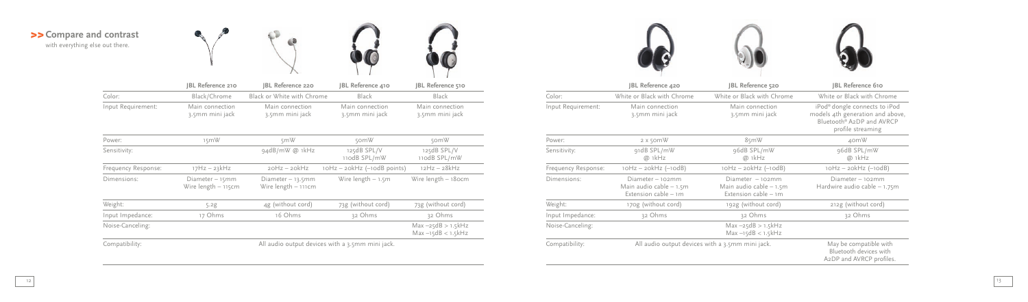## >> Compare and contrast

with everything else out there.

| | JBL Reference 210 | JBL Reference 220 | JBL Reference 410 | JBL Reference 510 |
|---|---|---|---|---|
| Color: | Black/Chrome | Black or White with Chrome | Black | Black |
| Input Requirement: | Main connection 3.5mm mini jack | Main connection 3.5mm mini jack | Main connection 3.5mm mini jack | Main connection 3.5mm mini jack |
| Power: | 15mW | 5mW | 50mW | 50mW |
| Sensitivity: | | 94dB/mW @ 1kHz | 125dB SPL/V 110dB SPL/mW | 125dB SPL/V 110dB SPL/mW |
| Frequency Response: | 17Hz – 23kHz | 20Hz – 20kHz | 10Hz – 20kHz (–10dB points) | 12Hz – 28kHz |
| Dimensions: | Diameter – 15mm Wire length – 115cm | Diameter – 13.5mm Wire length – 111cm | Wire length – 1.5m | Wire length – 180cm |
| Weight: | 5.2g | 4g (without cord) | 73g (without cord) | 73g (without cord) |
| Input Impedance: | 17 Ohms | 16 Ohms | 32 Ohms | 32 Ohms |
| Noise-Canceling: | | | | Max –25dB > 1.5kHz Max –15dB < 1.5kHz |
| Compatibility: | All audio output devices with a 3.5mm mini jack. | | | |

| | JBL Reference 420 | JBL Reference 520 | JBL Reference 610 |
|---|---|---|---|
| Color: | White or Black with Chrome | White or Black with Chrome | White or Black with Chrome |
| Input Requirement: | Main connection 3.5mm mini jack | Main connection 3.5mm mini jack | iPod® dongle connects to iPod models 4th generation and above, Bluetooth® A2DP and AVRCP profile streaming |
| Power: | 2 x 50mW | 85mW | 40mW |
| Sensitivity: | 91dB SPL/mW @ 1kHz | 96dB SPL/mW @ 1kHz | 96dB SPL/mW @ 1kHz |
| Frequency Response: | 10Hz – 20kHz (–10dB) | 10Hz – 20kHz (–10dB) | 10Hz – 20kHz (–10dB) |
| Dimensions: | Diameter – 102mm Main audio cable – 1.5m Extension cable – 1m | Diameter – 102mm Main audio cable – 1.5m Extension cable – 1m | Diameter – 102mm Hardwire audio cable – 1.75m |
| Weight: | 170g (without cord) | 192g (without cord) | 212g (without cord) |
| Input Impedance: | 32 Ohms | 32 Ohms | 32 Ohms |
| Noise-Canceling: | | Max –25dB > 1.5kHz Max –15dB < 1.5kHz | |
| Compatibility: | All audio output devices with a 3.5mm mini jack. | | May be compatible with Bluetooth devices with A2DP and AVRCP profiles. |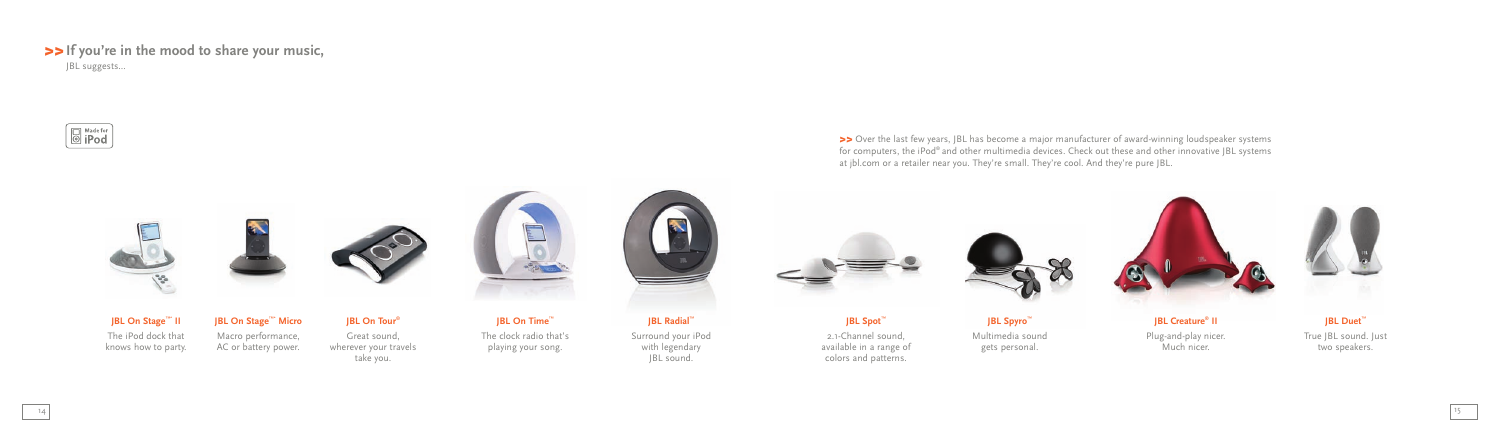## >> If you're in the mood to share your music,

JBL suggests...

Made for iPod

>> Over the last few years, JBL has become a major manufacturer of award-winning loudspeaker systems for computers, the iPod® and other multimedia devices. Check out these and other innovative JBL systems at jbl.com or a retailer near you. They're small. They're cool. And they're pure JBL.

**JBL On Stage™ II**
The iPod dock that knows how to party.

**JBL On Stage™ Micro**
Macro performance, AC or battery power.

**JBL On Tour®**
Great sound, wherever your travels take you.

**JBL On Time™**
The clock radio that's playing your song.

**JBL Radial™**
Surround your iPod with legendary JBL sound.

**JBL Spot™**
2.1-Channel sound, available in a range of colors and patterns.

**JBL Spyro™**
Multimedia sound gets personal.

**JBL Creature® II**
Plug-and-play nicer. Much nicer.

**JBL Duet™**
True JBL sound. Just two speakers.